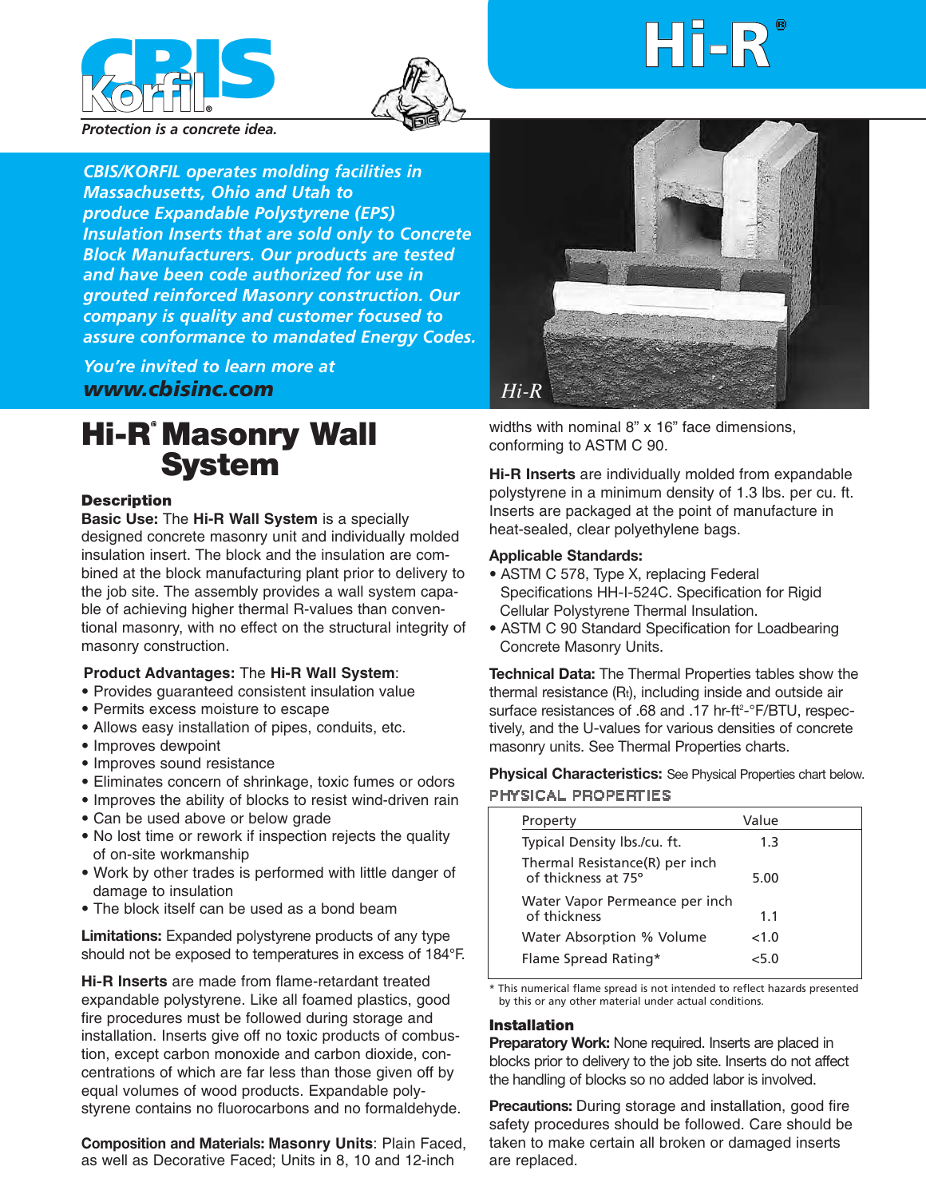CBIS Korfil®

*Protection is a concrete idea.*

# Hi-R®

***CBIS/KORFIL operates molding facilities in Massachusetts, Ohio and Utah to produce Expandable Polystyrene (EPS) Insulation Inserts that are sold only to Concrete Block Manufacturers. Our products are tested and have been code authorized for use in grouted reinforced Masonry construction. Our company is quality and customer focused to assure conformance to mandated Energy Codes.***

*You're invited to learn more at* ***www.cbisinc.com***

*Hi-R*

## Hi-R® Masonry Wall System

### Description

**Basic Use:** The **Hi-R Wall System** is a specially designed concrete masonry unit and individually molded insulation insert. The block and the insulation are combined at the block manufacturing plant prior to delivery to the job site. The assembly provides a wall system capable of achieving higher thermal R-values than conventional masonry, with no effect on the structural integrity of masonry construction.

**Product Advantages:** The **Hi-R Wall System**:

- Provides guaranteed consistent insulation value
- Permits excess moisture to escape
- Allows easy installation of pipes, conduits, etc.
- Improves dewpoint
- Improves sound resistance
- Eliminates concern of shrinkage, toxic fumes or odors
- Improves the ability of blocks to resist wind-driven rain
- Can be used above or below grade
- No lost time or rework if inspection rejects the quality of on-site workmanship
- Work by other trades is performed with little danger of damage to insulation
- The block itself can be used as a bond beam

**Limitations:** Expanded polystyrene products of any type should not be exposed to temperatures in excess of 184°F.

**Hi-R Inserts** are made from flame-retardant treated expandable polystyrene. Like all foamed plastics, good fire procedures must be followed during storage and installation. Inserts give off no toxic products of combustion, except carbon monoxide and carbon dioxide, concentrations of which are far less than those given off by equal volumes of wood products. Expandable polystyrene contains no fluorocarbons and no formaldehyde.

**Composition and Materials: Masonry Units**: Plain Faced, as well as Decorative Faced; Units in 8, 10 and 12-inch widths with nominal 8" x 16" face dimensions, conforming to ASTM C 90.

**Hi-R Inserts** are individually molded from expandable polystyrene in a minimum density of 1.3 lbs. per cu. ft. Inserts are packaged at the point of manufacture in heat-sealed, clear polyethylene bags.

**Applicable Standards:**

- ASTM C 578, Type X, replacing Federal Specifications HH-I-524C. Specification for Rigid Cellular Polystyrene Thermal Insulation.
- ASTM C 90 Standard Specification for Loadbearing Concrete Masonry Units.

**Technical Data:** The Thermal Properties tables show the thermal resistance ($R_t$), including inside and outside air surface resistances of .68 and .17 hr-ft$^2$-°F/BTU, respectively, and the U-values for various densities of concrete masonry units. See Thermal Properties charts.

**Physical Characteristics:** See Physical Properties chart below.

**PHYSICAL PROPERTIES**

| Property | Value |
|---|---|
| Typical Density lbs./cu. ft. | 1.3 |
| Thermal Resistance(R) per inch of thickness at 75° | 5.00 |
| Water Vapor Permeance per inch of thickness | 1.1 |
| Water Absorption % Volume | <1.0 |
| Flame Spread Rating* | <5.0 |

\* This numerical flame spread is not intended to reflect hazards presented by this or any other material under actual conditions.

### Installation

**Preparatory Work:** None required. Inserts are placed in blocks prior to delivery to the job site. Inserts do not affect the handling of blocks so no added labor is involved.

**Precautions:** During storage and installation, good fire safety procedures should be followed. Care should be taken to make certain all broken or damaged inserts are replaced.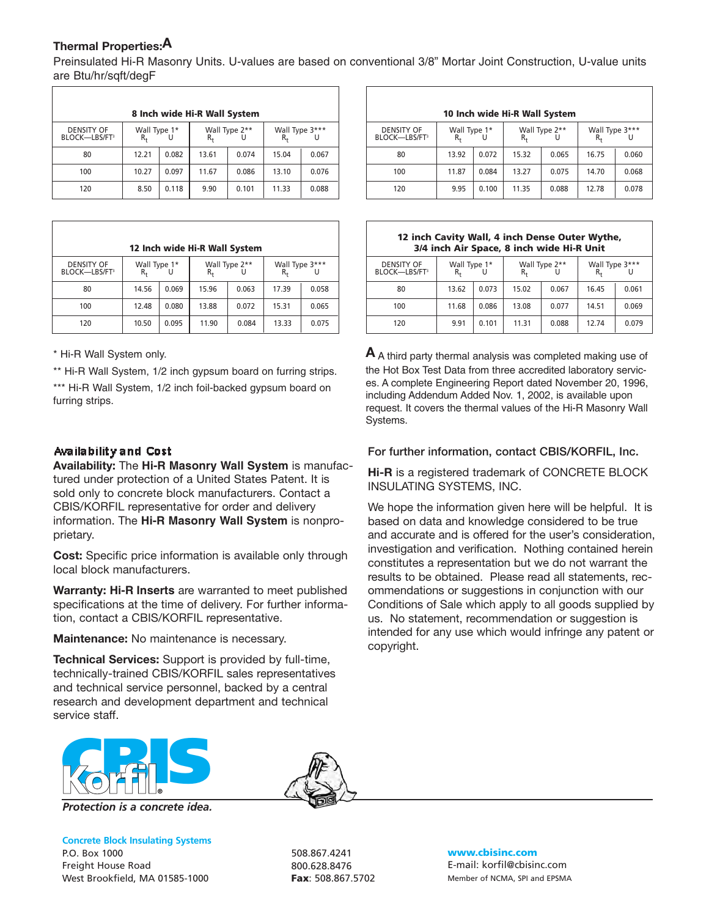## Thermal Properties:A

Preinsulated Hi-R Masonry Units. U-values are based on conventional 3/8" Mortar Joint Construction, U-value units are Btu/hr/sqft/degF

**8 Inch wide Hi-R Wall System**

| DENSITY OF BLOCK—LBS/FT³ | Wall Type 1* $R_t$ | U | Wall Type 2** $R_t$ | U | Wall Type 3*** $R_t$ | U |
|---|---|---|---|---|---|---|
| 80 | 12.21 | 0.082 | 13.61 | 0.074 | 15.04 | 0.067 |
| 100 | 10.27 | 0.097 | 11.67 | 0.086 | 13.10 | 0.076 |
| 120 | 8.50 | 0.118 | 9.90 | 0.101 | 11.33 | 0.088 |

**10 Inch wide Hi-R Wall System**

| DENSITY OF BLOCK—LBS/FT³ | Wall Type 1* $R_t$ | U | Wall Type 2** $R_t$ | U | Wall Type 3*** $R_t$ | U |
|---|---|---|---|---|---|---|
| 80 | 13.92 | 0.072 | 15.32 | 0.065 | 16.75 | 0.060 |
| 100 | 11.87 | 0.084 | 13.27 | 0.075 | 14.70 | 0.068 |
| 120 | 9.95 | 0.100 | 11.35 | 0.088 | 12.78 | 0.078 |

**12 Inch wide Hi-R Wall System**

| DENSITY OF BLOCK—LBS/FT³ | Wall Type 1* $R_t$ | U | Wall Type 2** $R_t$ | U | Wall Type 3*** $R_t$ | U |
|---|---|---|---|---|---|---|
| 80 | 14.56 | 0.069 | 15.96 | 0.063 | 17.39 | 0.058 |
| 100 | 12.48 | 0.080 | 13.88 | 0.072 | 15.31 | 0.065 |
| 120 | 10.50 | 0.095 | 11.90 | 0.084 | 13.33 | 0.075 |

**12 inch Cavity Wall, 4 inch Dense Outer Wythe, 3/4 inch Air Space, 8 inch wide Hi-R Unit**

| DENSITY OF BLOCK—LBS/FT³ | Wall Type 1* $R_t$ | U | Wall Type 2** $R_t$ | U | Wall Type 3*** $R_t$ | U |
|---|---|---|---|---|---|---|
| 80 | 13.62 | 0.073 | 15.02 | 0.067 | 16.45 | 0.061 |
| 100 | 11.68 | 0.086 | 13.08 | 0.077 | 14.51 | 0.069 |
| 120 | 9.91 | 0.101 | 11.31 | 0.088 | 12.74 | 0.079 |

* Hi-R Wall System only.

** Hi-R Wall System, 1/2 inch gypsum board on furring strips.

*** Hi-R Wall System, 1/2 inch foil-backed gypsum board on furring strips.

**A** A third party thermal analysis was completed making use of the Hot Box Test Data from three accredited laboratory services. A complete Engineering Report dated November 20, 1996, including Addendum Added Nov. 1, 2002, is available upon request. It covers the thermal values of the Hi-R Masonry Wall Systems.

### Availability and Cost

**Availability:** The **Hi-R Masonry Wall System** is manufactured under protection of a United States Patent. It is sold only to concrete block manufacturers. Contact a CBIS/KORFIL representative for order and delivery information. The **Hi-R Masonry Wall System** is nonproprietary.

**Cost:** Specific price information is available only through local block manufacturers.

**Warranty: Hi-R Inserts** are warranted to meet published specifications at the time of delivery. For further information, contact a CBIS/KORFIL representative.

**Maintenance:** No maintenance is necessary.

**Technical Services:** Support is provided by full-time, technically-trained CBIS/KORFIL sales representatives and technical service personnel, backed by a central research and development department and technical service staff.

**For further information, contact CBIS/KORFIL, Inc.**

**Hi-R** is a registered trademark of CONCRETE BLOCK INSULATING SYSTEMS, INC.

We hope the information given here will be helpful. It is based on data and knowledge considered to be true and accurate and is offered for the user's consideration, investigation and verification. Nothing contained herein constitutes a representation but we do not warrant the results to be obtained. Please read all statements, recommendations or suggestions in conjunction with our Conditions of Sale which apply to all goods supplied by us. No statement, recommendation or suggestion is intended for any use which would infringe any patent or copyright.

CBIS Korfil®

*Protection is a concrete idea.*

**Concrete Block Insulating Systems**
P.O. Box 1000
Freight House Road
West Brookfield, MA 01585-1000

508.867.4241
800.628.8476
**Fax**: 508.867.5702

**www.cbisinc.com**
E-mail: korfil@cbisinc.com
Member of NCMA, SPI and EPSMA